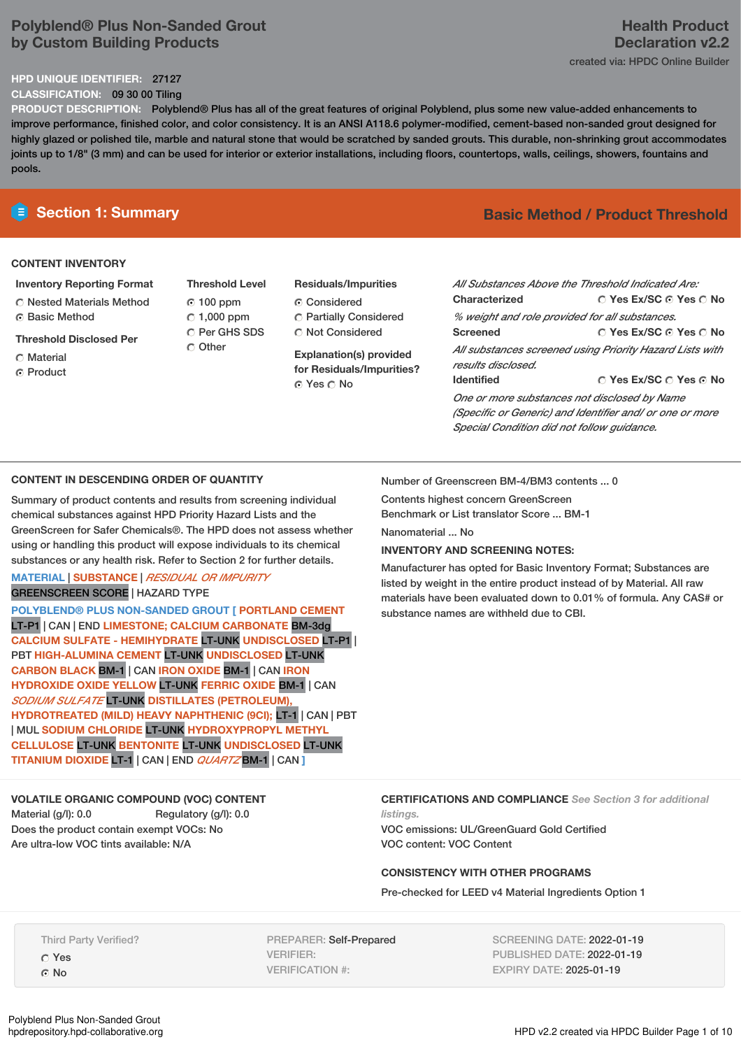# Polyblend® Plus Non-Sanded Grout by Custom Building Products

**Health Product Declaration v2.2**

created via: HPDC Online Builder

**HPD UNIQUE IDENTIFIER:** 27127

**CLASSIFICATION:** 09 30 00 Tiling

**PRODUCT DESCRIPTION:** Polyblend® Plus has all of the great features of original Polyblend, plus some new value-added enhancements to improve performance, finished color, and color consistency. It is an ANSI A118.6 polymer-modified, cement-based non-sanded grout designed for highly glazed or polished tile, marble and natural stone that would be scratched by sanded grouts. This durable, non-shrinking grout accommodates joints up to 1/8" (3 mm) and can be used for interior or exterior installations, including floors, countertops, walls, ceilings, showers, fountains and pools.

## Section 1: Summary

**Basic Method / Product Threshold**

### CONTENT INVENTORY

**Inventory Reporting Format**
- ○ Nested Materials Method
- ◉ Basic Method

**Threshold Disclosed Per**
- ○ Material
- ◉ Product

**Threshold Level**
- ◉ 100 ppm
- ○ 1,000 ppm
- ○ Per GHS SDS
- ○ Other

**Residuals/Impurities**
- ◉ Considered
- ○ Partially Considered
- ○ Not Considered

**Explanation(s) provided for Residuals/Impurities?**
◉ Yes ○ No

*All Substances Above the Threshold Indicated Are:*

**Characterized** ○ Yes Ex/SC ◉ Yes ○ No
*% weight and role provided for all substances.*

**Screened** ○ Yes Ex/SC ◉ Yes ○ No
*All substances screened using Priority Hazard Lists with results disclosed.*

**Identified** ○ Yes Ex/SC ○ Yes ◉ No
*One or more substances not disclosed by Name (Specific or Generic) and Identifier and/ or one or more Special Condition did not follow guidance.*

### CONTENT IN DESCENDING ORDER OF QUANTITY

Summary of product contents and results from screening individual chemical substances against HPD Priority Hazard Lists and the GreenScreen for Safer Chemicals®. The HPD does not assess whether using or handling this product will expose individuals to its chemical substances or any health risk. Refer to Section 2 for further details.

MATERIAL | SUBSTANCE | *RESIDUAL OR IMPURITY*
GREENSCREEN SCORE | HAZARD TYPE

POLYBLEND® PLUS NON-SANDED GROUT [ PORTLAND CEMENT LT-P1 | CAN | END LIMESTONE; CALCIUM CARBONATE BM-3dg CALCIUM SULFATE - HEMIHYDRATE LT-UNK UNDISCLOSED LT-P1 | PBT HIGH-ALUMINA CEMENT LT-UNK UNDISCLOSED LT-UNK CARBON BLACK BM-1 | CAN IRON OXIDE BM-1 | CAN IRON HYDROXIDE OXIDE YELLOW LT-UNK FERRIC OXIDE BM-1 | CAN *SODIUM SULFATE* LT-UNK DISTILLATES (PETROLEUM), HYDROTREATED (MILD) HEAVY NAPHTHENIC (9CI); LT-1 | CAN | PBT | MUL SODIUM CHLORIDE LT-UNK HYDROXYPROPYL METHYL CELLULOSE LT-UNK BENTONITE LT-UNK UNDISCLOSED LT-UNK TITANIUM DIOXIDE LT-1 | CAN | END *QUARTZ* BM-1 | CAN ]

Number of Greenscreen BM-4/BM3 contents ... 0

Contents highest concern GreenScreen Benchmark or List translator Score ... BM-1

Nanomaterial ... No

**INVENTORY AND SCREENING NOTES:**

Manufacturer has opted for Basic Inventory Format; Substances are listed by weight in the entire product instead of by Material. All raw materials have been evaluated down to 0.01% of formula. Any CAS# or substance names are withheld due to CBI.

### VOLATILE ORGANIC COMPOUND (VOC) CONTENT

Material (g/l): 0.0 Regulatory (g/l): 0.0

Does the product contain exempt VOCs: No

Are ultra-low VOC tints available: N/A

### CERTIFICATIONS AND COMPLIANCE

*See Section 3 for additional listings.*

VOC emissions: UL/GreenGuard Gold Certified

VOC content: VOC Content

### CONSISTENCY WITH OTHER PROGRAMS

Pre-checked for LEED v4 Material Ingredients Option 1

Third Party Verified?
- ○ Yes
- ◉ No

PREPARER: Self-Prepared
VERIFIER:
VERIFICATION #:

SCREENING DATE: 2022-01-19
PUBLISHED DATE: 2022-01-19
EXPIRY DATE: 2025-01-19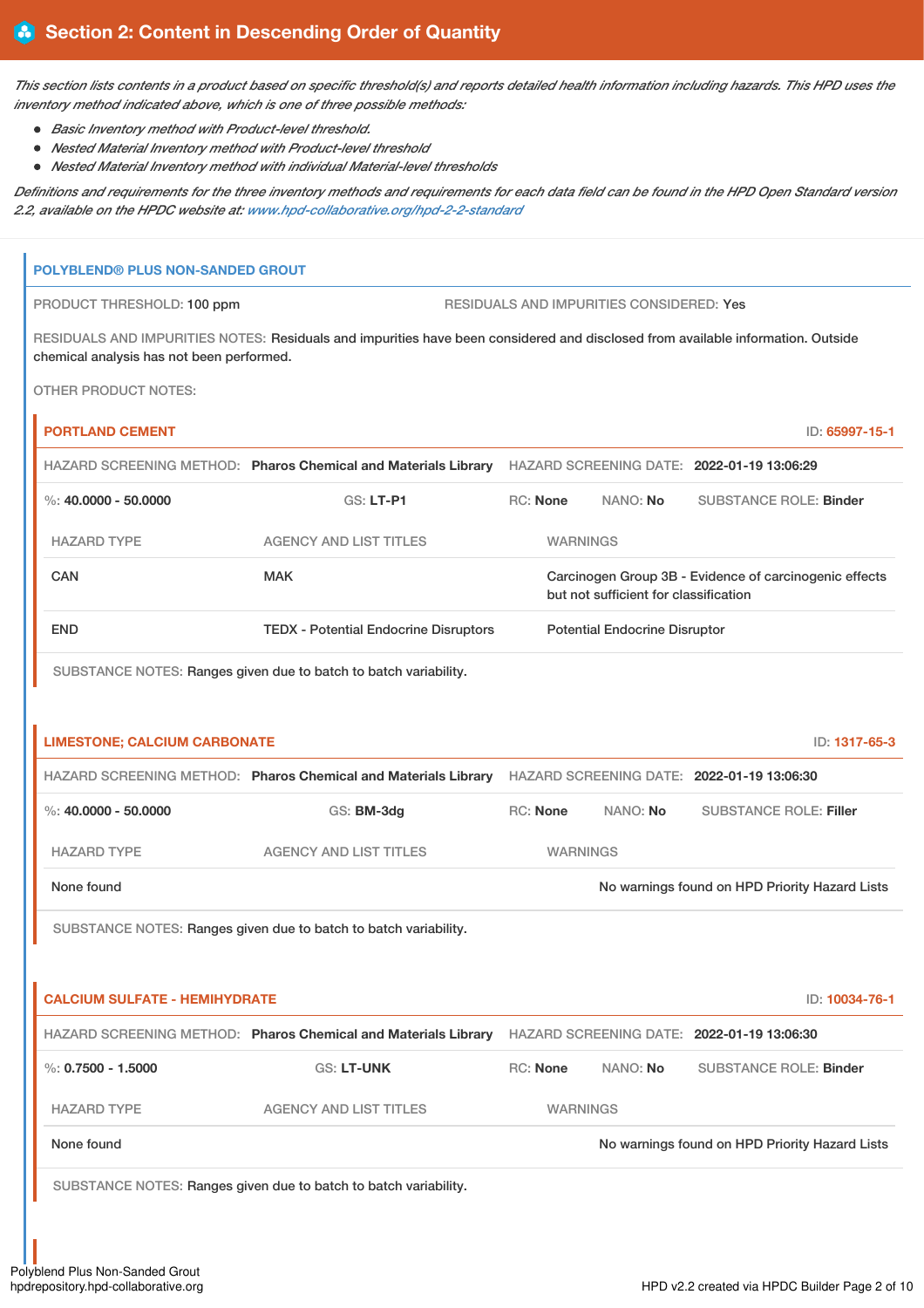## Section 2: Content in Descending Order of Quantity

*This section lists contents in a product based on specific threshold(s) and reports detailed health information including hazards. This HPD uses the inventory method indicated above, which is one of three possible methods:*

- *Basic Inventory method with Product-level threshold.*
- *Nested Material Inventory method with Product-level threshold*
- *Nested Material Inventory method with individual Material-level thresholds*

*Definitions and requirements for the three inventory methods and requirements for each data field can be found in the HPD Open Standard version 2.2, available on the HPDC website at: www.hpd-collaborative.org/hpd-2-2-standard*

### POLYBLEND® PLUS NON-SANDED GROUT

PRODUCT THRESHOLD: 100 ppm

RESIDUALS AND IMPURITIES CONSIDERED: Yes

RESIDUALS AND IMPURITIES NOTES: Residuals and impurities have been considered and disclosed from available information. Outside chemical analysis has not been performed.

OTHER PRODUCT NOTES:

#### PORTLAND CEMENT

ID: 65997-15-1

HAZARD SCREENING METHOD: **Pharos Chemical and Materials Library** HAZARD SCREENING DATE: **2022-01-19 13:06:29**

%: **40.0000 - 50.0000** GS: **LT-P1** RC: **None** NANO: **No** SUBSTANCE ROLE: **Binder**

| HAZARD TYPE | AGENCY AND LIST TITLES | WARNINGS |
| --- | --- | --- |
| CAN | MAK | Carcinogen Group 3B - Evidence of carcinogenic effects but not sufficient for classification |
| END | TEDX - Potential Endocrine Disruptors | Potential Endocrine Disruptor |

SUBSTANCE NOTES: Ranges given due to batch to batch variability.

#### LIMESTONE; CALCIUM CARBONATE

ID: 1317-65-3

HAZARD SCREENING METHOD: **Pharos Chemical and Materials Library** HAZARD SCREENING DATE: **2022-01-19 13:06:30**

%: **40.0000 - 50.0000** GS: **BM-3dg** RC: **None** NANO: **No** SUBSTANCE ROLE: **Filler**

| HAZARD TYPE | AGENCY AND LIST TITLES | WARNINGS |
| --- | --- | --- |
| None found | | No warnings found on HPD Priority Hazard Lists |

SUBSTANCE NOTES: Ranges given due to batch to batch variability.

#### CALCIUM SULFATE - HEMIHYDRATE

ID: 10034-76-1

HAZARD SCREENING METHOD: **Pharos Chemical and Materials Library** HAZARD SCREENING DATE: **2022-01-19 13:06:30**

%: **0.7500 - 1.5000** GS: **LT-UNK** RC: **None** NANO: **No** SUBSTANCE ROLE: **Binder**

| HAZARD TYPE | AGENCY AND LIST TITLES | WARNINGS |
| --- | --- | --- |
| None found | | No warnings found on HPD Priority Hazard Lists |

SUBSTANCE NOTES: Ranges given due to batch to batch variability.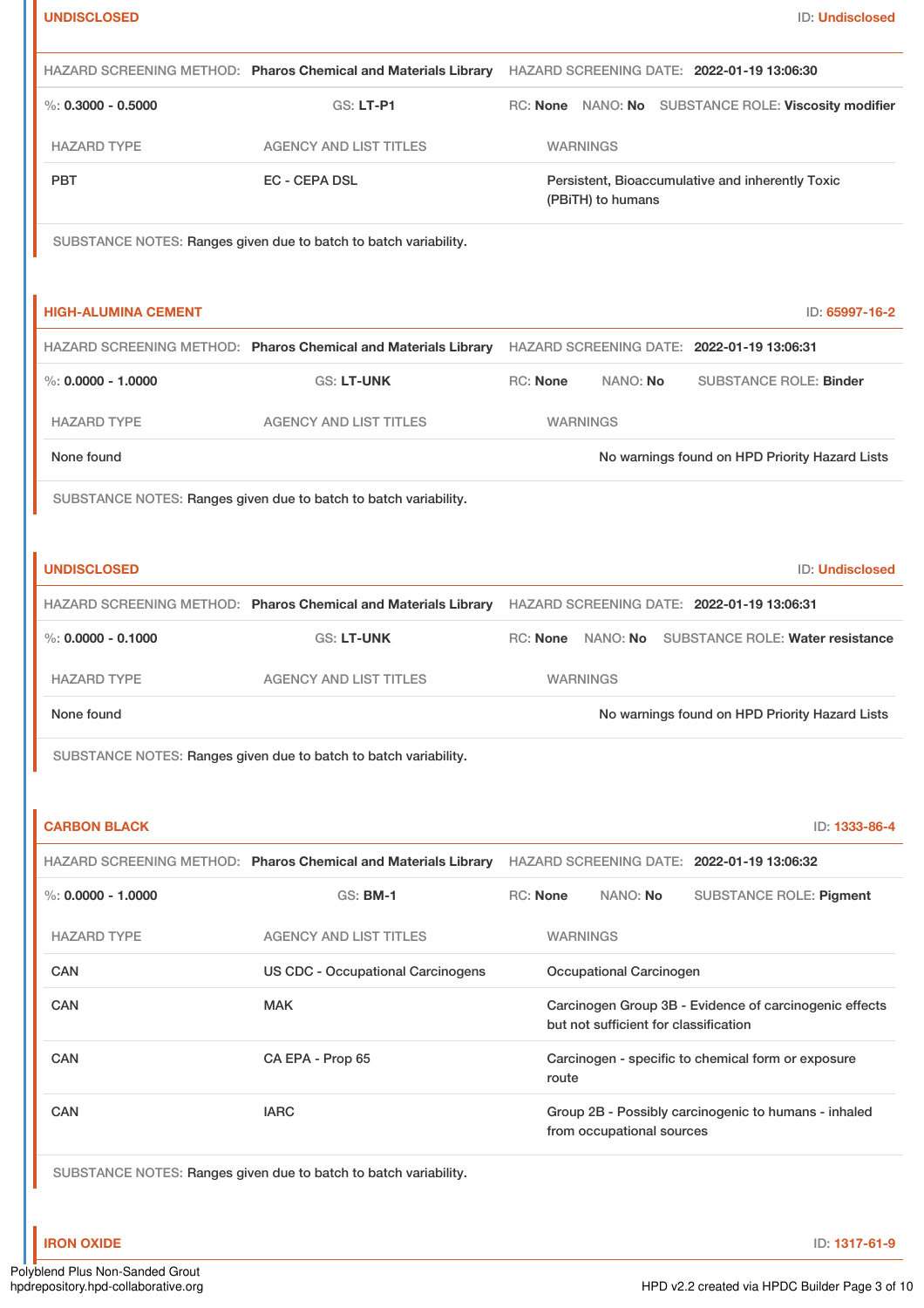**UNDISCLOSED** ID: **Undisclosed**

HAZARD SCREENING METHOD: **Pharos Chemical and Materials Library** HAZARD SCREENING DATE: **2022-01-19 13:06:30**

%: **0.3000 - 0.5000** GS: **LT-P1** RC: **None** NANO: **No** SUBSTANCE ROLE: **Viscosity modifier**

| HAZARD TYPE | AGENCY AND LIST TITLES | WARNINGS |
|---|---|---|
| PBT | EC - CEPA DSL | Persistent, Bioaccumulative and inherently Toxic (PBiTH) to humans |

SUBSTANCE NOTES: Ranges given due to batch to batch variability.

**HIGH-ALUMINA CEMENT** ID: **65997-16-2**

HAZARD SCREENING METHOD: **Pharos Chemical and Materials Library** HAZARD SCREENING DATE: **2022-01-19 13:06:31**

%: **0.0000 - 1.0000** GS: **LT-UNK** RC: **None** NANO: **No** SUBSTANCE ROLE: **Binder**

| HAZARD TYPE | AGENCY AND LIST TITLES | WARNINGS |
|---|---|---|
| None found | | No warnings found on HPD Priority Hazard Lists |

SUBSTANCE NOTES: Ranges given due to batch to batch variability.

**UNDISCLOSED** ID: **Undisclosed**

HAZARD SCREENING METHOD: **Pharos Chemical and Materials Library** HAZARD SCREENING DATE: **2022-01-19 13:06:31**

%: **0.0000 - 0.1000** GS: **LT-UNK** RC: **None** NANO: **No** SUBSTANCE ROLE: **Water resistance**

| HAZARD TYPE | AGENCY AND LIST TITLES | WARNINGS |
|---|---|---|
| None found | | No warnings found on HPD Priority Hazard Lists |

SUBSTANCE NOTES: Ranges given due to batch to batch variability.

**CARBON BLACK** ID: **1333-86-4**

HAZARD SCREENING METHOD: **Pharos Chemical and Materials Library** HAZARD SCREENING DATE: **2022-01-19 13:06:32**

%: **0.0000 - 1.0000** GS: **BM-1** RC: **None** NANO: **No** SUBSTANCE ROLE: **Pigment**

| HAZARD TYPE | AGENCY AND LIST TITLES | WARNINGS |
|---|---|---|
| CAN | US CDC - Occupational Carcinogens | Occupational Carcinogen |
| CAN | MAK | Carcinogen Group 3B - Evidence of carcinogenic effects but not sufficient for classification |
| CAN | CA EPA - Prop 65 | Carcinogen - specific to chemical form or exposure route |
| CAN | IARC | Group 2B - Possibly carcinogenic to humans - inhaled from occupational sources |

SUBSTANCE NOTES: Ranges given due to batch to batch variability.

**IRON OXIDE** ID: **1317-61-9**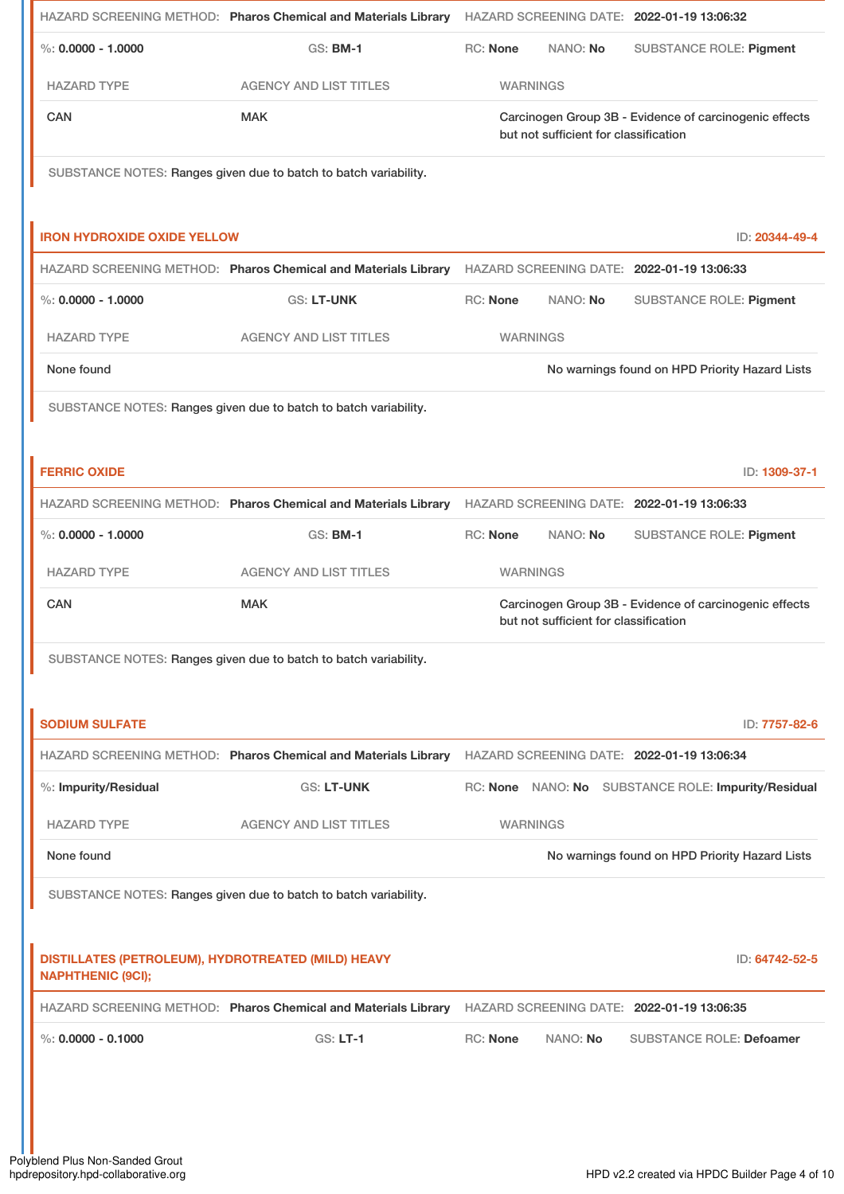HAZARD SCREENING METHOD: **Pharos Chemical and Materials Library** HAZARD SCREENING DATE: **2022-01-19 13:06:32**

%: **0.0000 - 1.0000** GS: **BM-1** RC: **None** NANO: **No** SUBSTANCE ROLE: **Pigment**

| HAZARD TYPE | AGENCY AND LIST TITLES | WARNINGS |
| --- | --- | --- |
| CAN | MAK | Carcinogen Group 3B - Evidence of carcinogenic effects but not sufficient for classification |

SUBSTANCE NOTES: Ranges given due to batch to batch variability.

### IRON HYDROXIDE OXIDE YELLOW

ID: **20344-49-4**

HAZARD SCREENING METHOD: **Pharos Chemical and Materials Library** HAZARD SCREENING DATE: **2022-01-19 13:06:33**

%: **0.0000 - 1.0000** GS: **LT-UNK** RC: **None** NANO: **No** SUBSTANCE ROLE: **Pigment**

| HAZARD TYPE | AGENCY AND LIST TITLES | WARNINGS |
| --- | --- | --- |
| None found | | No warnings found on HPD Priority Hazard Lists |

SUBSTANCE NOTES: Ranges given due to batch to batch variability.

### FERRIC OXIDE

ID: **1309-37-1**

HAZARD SCREENING METHOD: **Pharos Chemical and Materials Library** HAZARD SCREENING DATE: **2022-01-19 13:06:33**

%: **0.0000 - 1.0000** GS: **BM-1** RC: **None** NANO: **No** SUBSTANCE ROLE: **Pigment**

| HAZARD TYPE | AGENCY AND LIST TITLES | WARNINGS |
| --- | --- | --- |
| CAN | MAK | Carcinogen Group 3B - Evidence of carcinogenic effects but not sufficient for classification |

SUBSTANCE NOTES: Ranges given due to batch to batch variability.

### SODIUM SULFATE

ID: **7757-82-6**

HAZARD SCREENING METHOD: **Pharos Chemical and Materials Library** HAZARD SCREENING DATE: **2022-01-19 13:06:34**

%: **Impurity/Residual** GS: **LT-UNK** RC: **None** NANO: **No** SUBSTANCE ROLE: **Impurity/Residual**

| HAZARD TYPE | AGENCY AND LIST TITLES | WARNINGS |
| --- | --- | --- |
| None found | | No warnings found on HPD Priority Hazard Lists |

SUBSTANCE NOTES: Ranges given due to batch to batch variability.

### DISTILLATES (PETROLEUM), HYDROTREATED (MILD) HEAVY NAPHTHENIC (9CI);

ID: **64742-52-5**

HAZARD SCREENING METHOD: **Pharos Chemical and Materials Library** HAZARD SCREENING DATE: **2022-01-19 13:06:35**

%: **0.0000 - 0.1000** GS: **LT-1** RC: **None** NANO: **No** SUBSTANCE ROLE: **Defoamer**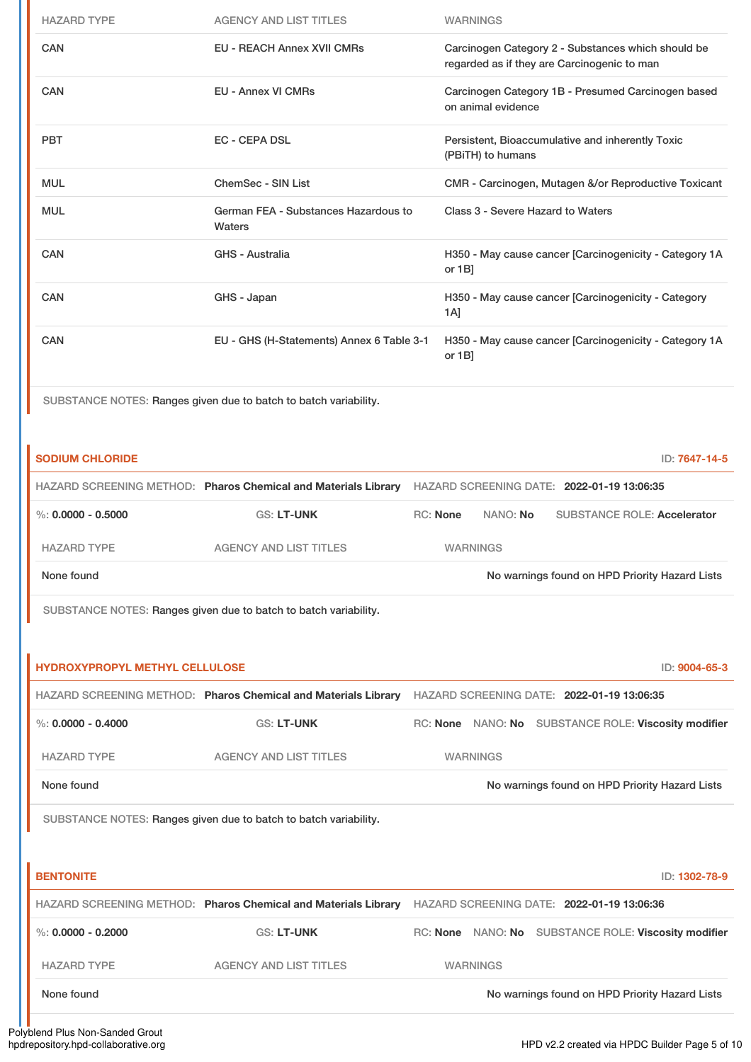| HAZARD TYPE | AGENCY AND LIST TITLES | WARNINGS |
|---|---|---|
| CAN | EU - REACH Annex XVII CMRs | Carcinogen Category 2 - Substances which should be regarded as if they are Carcinogenic to man |
| CAN | EU - Annex VI CMRs | Carcinogen Category 1B - Presumed Carcinogen based on animal evidence |
| PBT | EC - CEPA DSL | Persistent, Bioaccumulative and inherently Toxic (PBiTH) to humans |
| MUL | ChemSec - SIN List | CMR - Carcinogen, Mutagen &/or Reproductive Toxicant |
| MUL | German FEA - Substances Hazardous to Waters | Class 3 - Severe Hazard to Waters |
| CAN | GHS - Australia | H350 - May cause cancer [Carcinogenicity - Category 1A or 1B] |
| CAN | GHS - Japan | H350 - May cause cancer [Carcinogenicity - Category 1A] |
| CAN | EU - GHS (H-Statements) Annex 6 Table 3-1 | H350 - May cause cancer [Carcinogenicity - Category 1A or 1B] |

SUBSTANCE NOTES: Ranges given due to batch to batch variability.

### SODIUM CHLORIDE

ID: 7647-14-5

HAZARD SCREENING METHOD: **Pharos Chemical and Materials Library** HAZARD SCREENING DATE: **2022-01-19 13:06:35**

%: **0.0000 - 0.5000** GS: **LT-UNK** RC: **None** NANO: **No** SUBSTANCE ROLE: **Accelerator**

| HAZARD TYPE | AGENCY AND LIST TITLES | WARNINGS |
|---|---|---|
| None found | | No warnings found on HPD Priority Hazard Lists |

SUBSTANCE NOTES: Ranges given due to batch to batch variability.

### HYDROXYPROPYL METHYL CELLULOSE

ID: 9004-65-3

HAZARD SCREENING METHOD: **Pharos Chemical and Materials Library** HAZARD SCREENING DATE: **2022-01-19 13:06:35**

%: **0.0000 - 0.4000** GS: **LT-UNK** RC: **None** NANO: **No** SUBSTANCE ROLE: **Viscosity modifier**

| HAZARD TYPE | AGENCY AND LIST TITLES | WARNINGS |
|---|---|---|
| None found | | No warnings found on HPD Priority Hazard Lists |

SUBSTANCE NOTES: Ranges given due to batch to batch variability.

### BENTONITE

ID: 1302-78-9

HAZARD SCREENING METHOD: **Pharos Chemical and Materials Library** HAZARD SCREENING DATE: **2022-01-19 13:06:36**

%: **0.0000 - 0.2000** GS: **LT-UNK** RC: **None** NANO: **No** SUBSTANCE ROLE: **Viscosity modifier**

| HAZARD TYPE | AGENCY AND LIST TITLES | WARNINGS |
|---|---|---|
| None found | | No warnings found on HPD Priority Hazard Lists |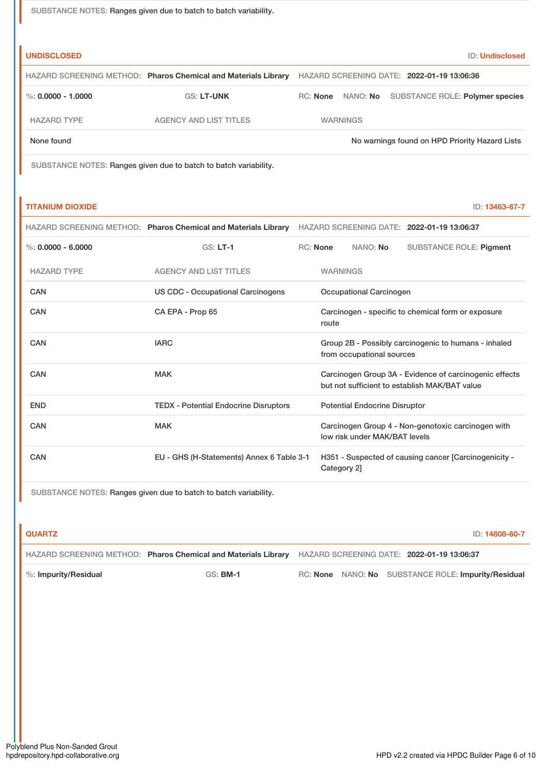SUBSTANCE NOTES: Ranges given due to batch to batch variability.

### UNDISCLOSED

ID: **Undisclosed**

HAZARD SCREENING METHOD: **Pharos Chemical and Materials Library** HAZARD SCREENING DATE: **2022-01-19 13:06:36**

%: **0.0000 - 1.0000** GS: **LT-UNK** RC: **None** NANO: **No** SUBSTANCE ROLE: **Polymer species**

| HAZARD TYPE | AGENCY AND LIST TITLES | WARNINGS |
|---|---|---|
| None found | | No warnings found on HPD Priority Hazard Lists |

SUBSTANCE NOTES: Ranges given due to batch to batch variability.

### TITANIUM DIOXIDE

ID: **13463-67-7**

HAZARD SCREENING METHOD: **Pharos Chemical and Materials Library** HAZARD SCREENING DATE: **2022-01-19 13:06:37**

%: **0.0000 - 6.0000** GS: **LT-1** RC: **None** NANO: **No** SUBSTANCE ROLE: **Pigment**

| HAZARD TYPE | AGENCY AND LIST TITLES | WARNINGS |
|---|---|---|
| CAN | US CDC - Occupational Carcinogens | Occupational Carcinogen |
| CAN | CA EPA - Prop 65 | Carcinogen - specific to chemical form or exposure route |
| CAN | IARC | Group 2B - Possibly carcinogenic to humans - inhaled from occupational sources |
| CAN | MAK | Carcinogen Group 3A - Evidence of carcinogenic effects but not sufficient to establish MAK/BAT value |
| END | TEDX - Potential Endocrine Disruptors | Potential Endocrine Disruptor |
| CAN | MAK | Carcinogen Group 4 - Non-genotoxic carcinogen with low risk under MAK/BAT levels |
| CAN | EU - GHS (H-Statements) Annex 6 Table 3-1 | H351 - Suspected of causing cancer [Carcinogenicity - Category 2] |

SUBSTANCE NOTES: Ranges given due to batch to batch variability.

### QUARTZ

ID: **14808-60-7**

HAZARD SCREENING METHOD: **Pharos Chemical and Materials Library** HAZARD SCREENING DATE: **2022-01-19 13:06:37**

%: **Impurity/Residual** GS: **BM-1** RC: **None** NANO: **No** SUBSTANCE ROLE: **Impurity/Residual**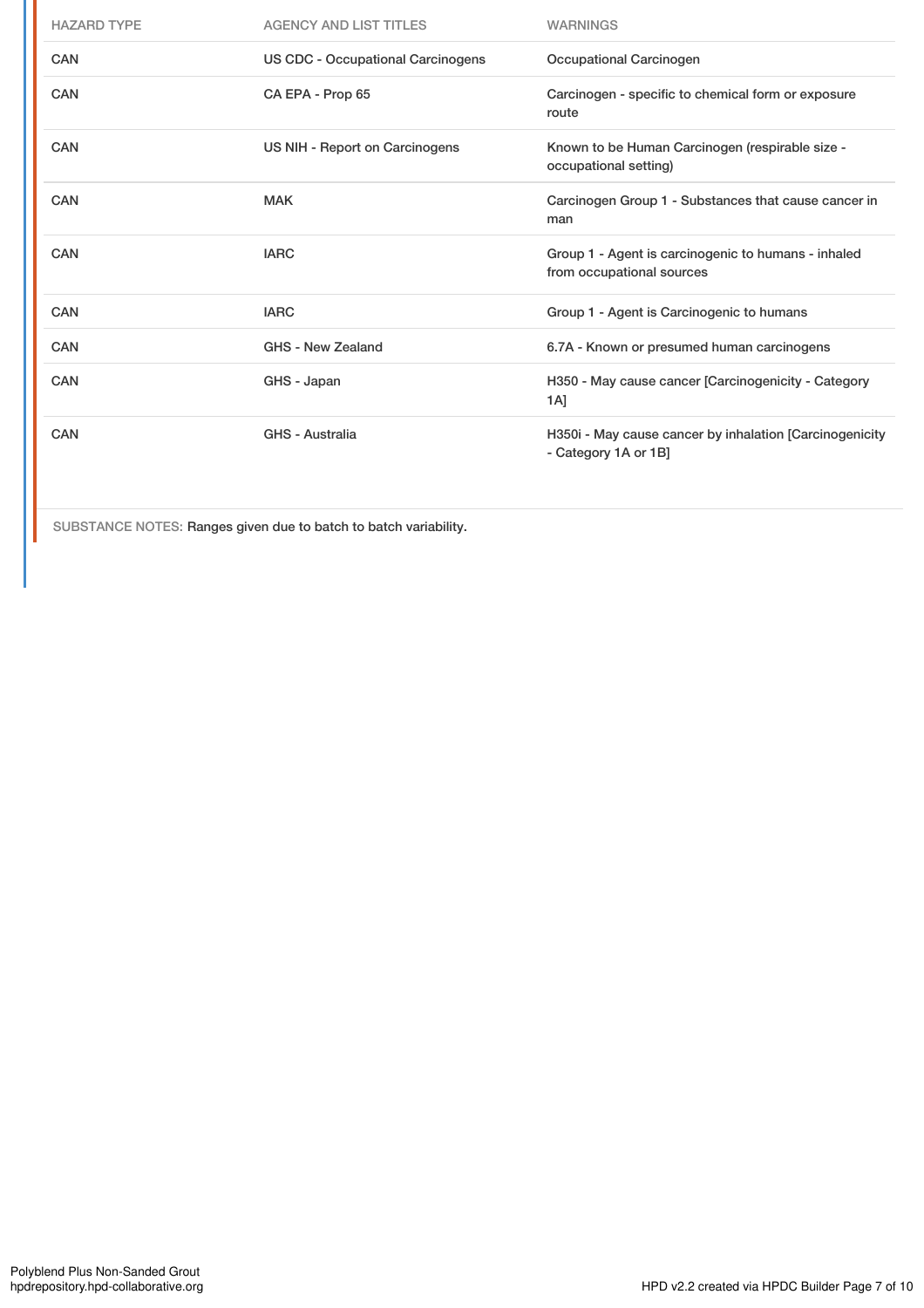| HAZARD TYPE | AGENCY AND LIST TITLES | WARNINGS |
|---|---|---|
| CAN | US CDC - Occupational Carcinogens | Occupational Carcinogen |
| CAN | CA EPA - Prop 65 | Carcinogen - specific to chemical form or exposure route |
| CAN | US NIH - Report on Carcinogens | Known to be Human Carcinogen (respirable size - occupational setting) |
| CAN | MAK | Carcinogen Group 1 - Substances that cause cancer in man |
| CAN | IARC | Group 1 - Agent is carcinogenic to humans - inhaled from occupational sources |
| CAN | IARC | Group 1 - Agent is Carcinogenic to humans |
| CAN | GHS - New Zealand | 6.7A - Known or presumed human carcinogens |
| CAN | GHS - Japan | H350 - May cause cancer [Carcinogenicity - Category 1A] |
| CAN | GHS - Australia | H350i - May cause cancer by inhalation [Carcinogenicity - Category 1A or 1B] |

SUBSTANCE NOTES: Ranges given due to batch to batch variability.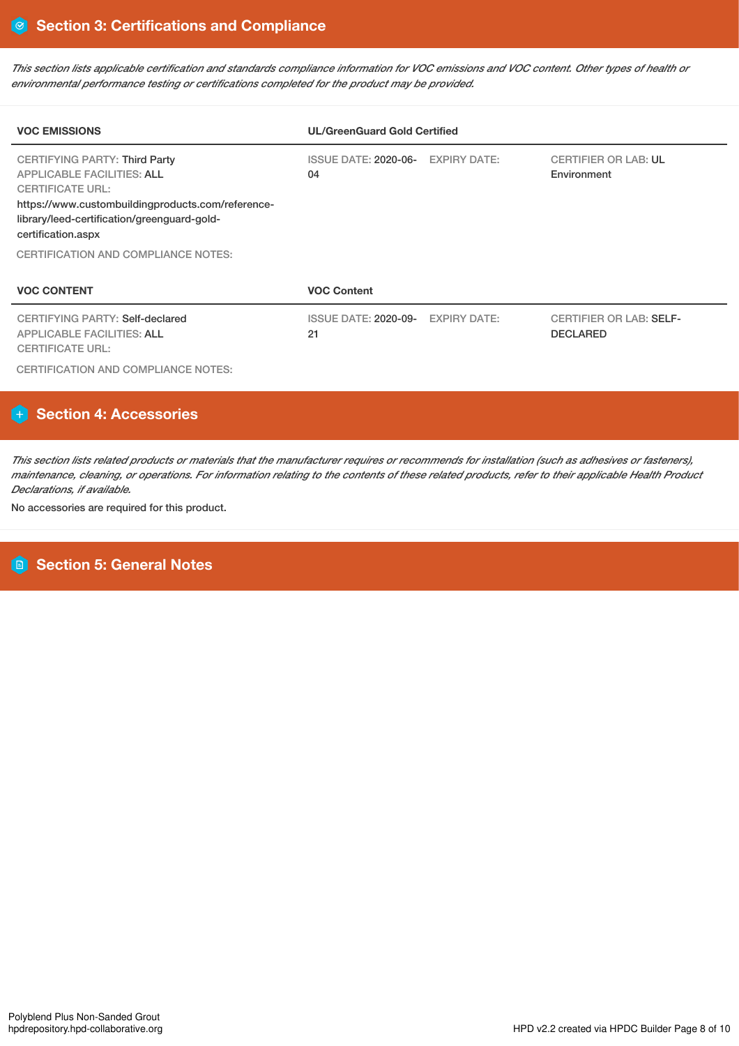## Section 3: Certifications and Compliance

*This section lists applicable certification and standards compliance information for VOC emissions and VOC content. Other types of health or environmental performance testing or certifications completed for the product may be provided.*

| VOC EMISSIONS | UL/GreenGuard Gold Certified | | |
|---|---|---|---|
| CERTIFYING PARTY: Third Party<br>APPLICABLE FACILITIES: ALL<br>CERTIFICATE URL:<br>https://www.custombuildingproducts.com/reference-library/leed-certification/greenguard-gold-certification.aspx | ISSUE DATE: 2020-06-04 | EXPIRY DATE: | CERTIFIER OR LAB: UL Environment |

CERTIFICATION AND COMPLIANCE NOTES:

| VOC CONTENT | VOC Content | | |
|---|---|---|---|
| CERTIFYING PARTY: Self-declared<br>APPLICABLE FACILITIES: ALL<br>CERTIFICATE URL: | ISSUE DATE: 2020-09-21 | EXPIRY DATE: | CERTIFIER OR LAB: SELF-DECLARED |

CERTIFICATION AND COMPLIANCE NOTES:

## Section 4: Accessories

*This section lists related products or materials that the manufacturer requires or recommends for installation (such as adhesives or fasteners), maintenance, cleaning, or operations. For information relating to the contents of these related products, refer to their applicable Health Product Declarations, if available.*

No accessories are required for this product.

## Section 5: General Notes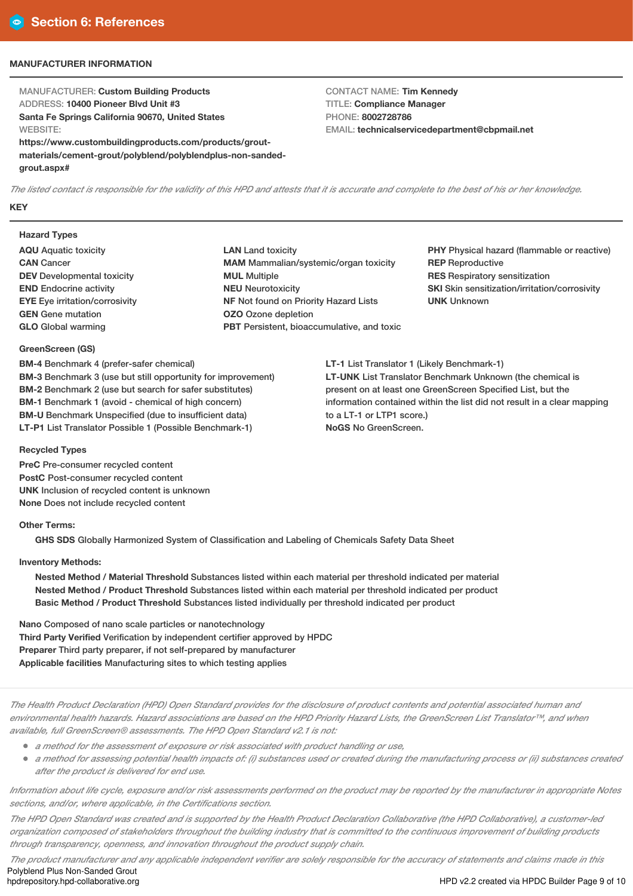## Section 6: References

### MANUFACTURER INFORMATION

MANUFACTURER: **Custom Building Products**
ADDRESS: **10400 Pioneer Blvd Unit #3**
**Santa Fe Springs California 90670, United States**
WEBSITE:
**https://www.custombuildingproducts.com/products/grout-materials/cement-grout/polyblend/polyblendplus-non-sanded-grout.aspx#**

CONTACT NAME: **Tim Kennedy**
TITLE: **Compliance Manager**
PHONE: **8002728786**
EMAIL: **technicalservicedepartment@cbpmail.net**

*The listed contact is responsible for the validity of this HPD and attests that it is accurate and complete to the best of his or her knowledge.*

### KEY

**Hazard Types**

**AQU** Aquatic toxicity
**CAN** Cancer
**DEV** Developmental toxicity
**END** Endocrine activity
**EYE** Eye irritation/corrosivity
**GEN** Gene mutation
**GLO** Global warming
**LAN** Land toxicity
**MAM** Mammalian/systemic/organ toxicity
**MUL** Multiple
**NEU** Neurotoxicity
**NF** Not found on Priority Hazard Lists
**OZO** Ozone depletion
**PBT** Persistent, bioaccumulative, and toxic
**PHY** Physical hazard (flammable or reactive)
**REP** Reproductive
**RES** Respiratory sensitization
**SKI** Skin sensitization/irritation/corrosivity
**UNK** Unknown

**GreenScreen (GS)**

**BM-4** Benchmark 4 (prefer-safer chemical)
**BM-3** Benchmark 3 (use but still opportunity for improvement)
**BM-2** Benchmark 2 (use but search for safer substitutes)
**BM-1** Benchmark 1 (avoid - chemical of high concern)
**BM-U** Benchmark Unspecified (due to insufficient data)
**LT-P1** List Translator Possible 1 (Possible Benchmark-1)
**LT-1** List Translator 1 (Likely Benchmark-1)
**LT-UNK** List Translator Benchmark Unknown (the chemical is present on at least one GreenScreen Specified List, but the information contained within the list did not result in a clear mapping to a LT-1 or LTP1 score.)
**NoGS** No GreenScreen.

**Recycled Types**

**PreC** Pre-consumer recycled content
**PostC** Post-consumer recycled content
**UNK** Inclusion of recycled content is unknown
**None** Does not include recycled content

**Other Terms:**

**GHS SDS** Globally Harmonized System of Classification and Labeling of Chemicals Safety Data Sheet

**Inventory Methods:**

**Nested Method / Material Threshold** Substances listed within each material per threshold indicated per material
**Nested Method / Product Threshold** Substances listed within each material per threshold indicated per product
**Basic Method / Product Threshold** Substances listed individually per threshold indicated per product

**Nano** Composed of nano scale particles or nanotechnology
**Third Party Verified** Verification by independent certifier approved by HPDC
**Preparer** Third party preparer, if not self-prepared by manufacturer
**Applicable facilities** Manufacturing sites to which testing applies

*The Health Product Declaration (HPD) Open Standard provides for the disclosure of product contents and potential associated human and environmental health hazards. Hazard associations are based on the HPD Priority Hazard Lists, the GreenScreen List Translator™, and when available, full GreenScreen® assessments. The HPD Open Standard v2.1 is not:*

- *a method for the assessment of exposure or risk associated with product handling or use,*
- *a method for assessing potential health impacts of: (i) substances used or created during the manufacturing process or (ii) substances created after the product is delivered for end use.*

*Information about life cycle, exposure and/or risk assessments performed on the product may be reported by the manufacturer in appropriate Notes sections, and/or, where applicable, in the Certifications section.*

*The HPD Open Standard was created and is supported by the Health Product Declaration Collaborative (the HPD Collaborative), a customer-led organization composed of stakeholders throughout the building industry that is committed to the continuous improvement of building products through transparency, openness, and innovation throughout the product supply chain.*

*The product manufacturer and any applicable independent verifier are solely responsible for the accuracy of statements and claims made in this*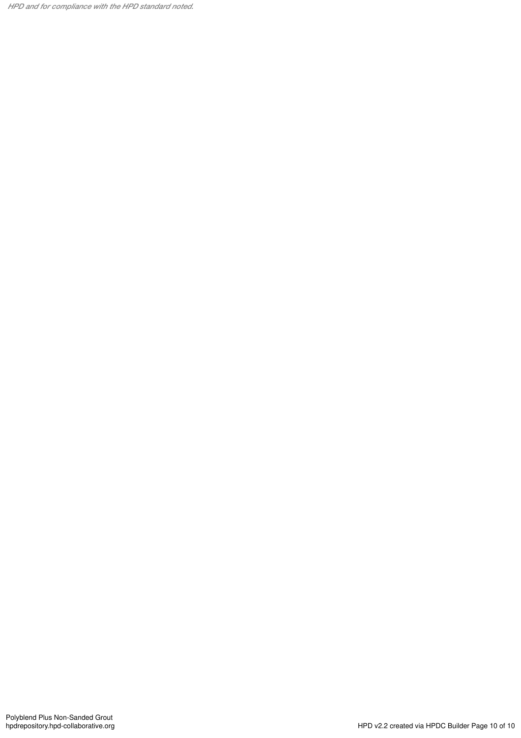*HPD and for compliance with the HPD standard noted.*